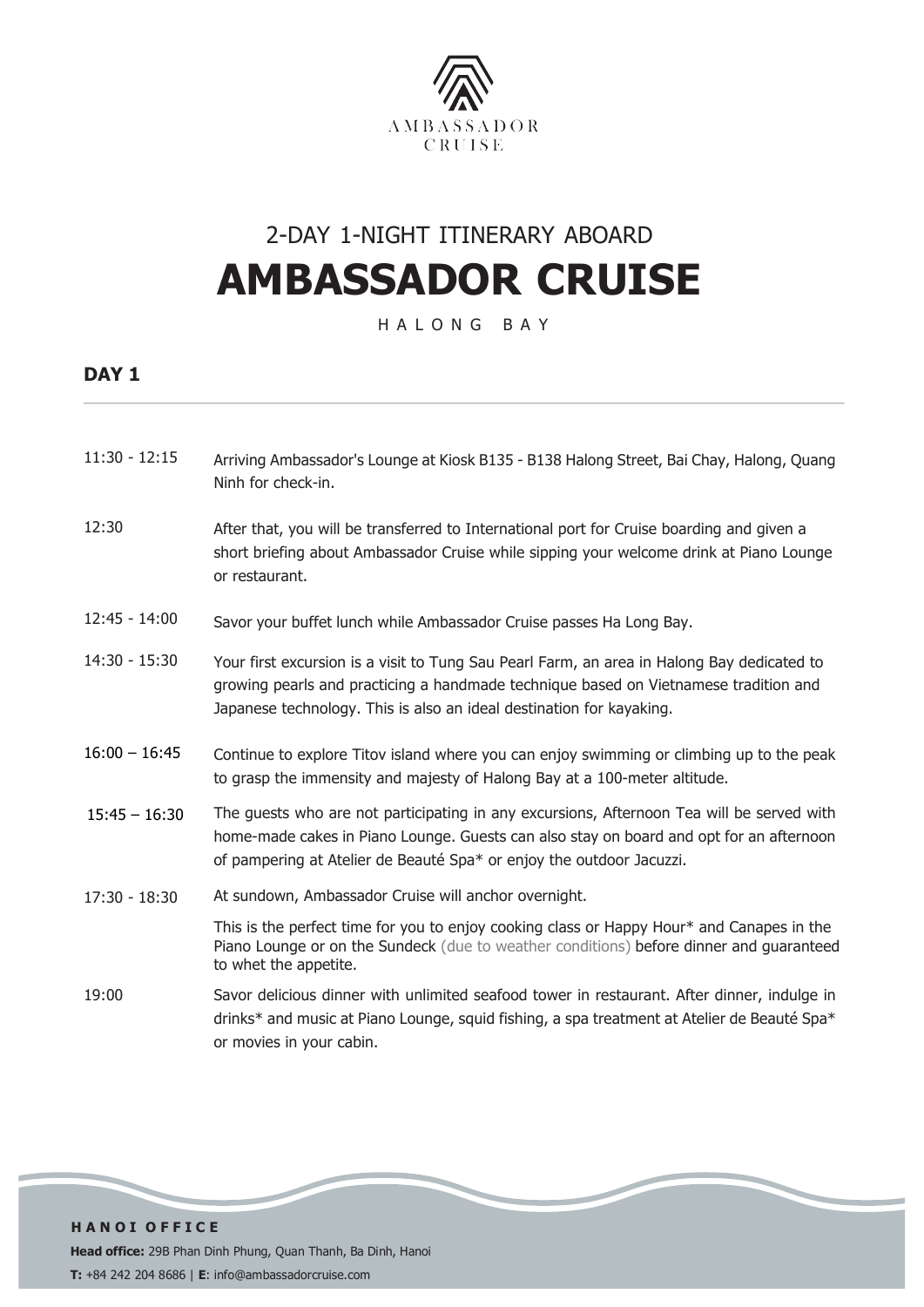AMBASSADOR CRUISE

# 2-DAY 1-NIGHT ITINERARY ABOARD

# AMBASSADOR CRUISE

HALONG BAY

## DAY 1

| | |
|---|---|
| 11:30 - 12:15 | Arriving Ambassador's Lounge at Kiosk B135 - B138 Halong Street, Bai Chay, Halong, Quang Ninh for check-in. |
| 12:30 | After that, you will be transferred to International port for Cruise boarding and given a short briefing about Ambassador Cruise while sipping your welcome drink at Piano Lounge or restaurant. |
| 12:45 - 14:00 | Savor your buffet lunch while Ambassador Cruise passes Ha Long Bay. |
| 14:30 - 15:30 | Your first excursion is a visit to Tung Sau Pearl Farm, an area in Halong Bay dedicated to growing pearls and practicing a handmade technique based on Vietnamese tradition and Japanese technology. This is also an ideal destination for kayaking. |
| 16:00 – 16:45 | Continue to explore Titov island where you can enjoy swimming or climbing up to the peak to grasp the immensity and majesty of Halong Bay at a 100-meter altitude. |
| 15:45 – 16:30 | The guests who are not participating in any excursions, Afternoon Tea will be served with home-made cakes in Piano Lounge. Guests can also stay on board and opt for an afternoon of pampering at Atelier de Beauté Spa* or enjoy the outdoor Jacuzzi. |
| 17:30 - 18:30 | At sundown, Ambassador Cruise will anchor overnight.<br><br>This is the perfect time for you to enjoy cooking class or Happy Hour* and Canapes in the Piano Lounge or on the Sundeck (due to weather conditions) before dinner and guaranteed to whet the appetite. |
| 19:00 | Savor delicious dinner with unlimited seafood tower in restaurant. After dinner, indulge in drinks* and music at Piano Lounge, squid fishing, a spa treatment at Atelier de Beauté Spa* or movies in your cabin. |

**HANOI OFFICE**

**Head office:** 29B Phan Dinh Phung, Quan Thanh, Ba Dinh, Hanoi

**T:** +84 242 204 8686 | **E**: info@ambassadorcruise.com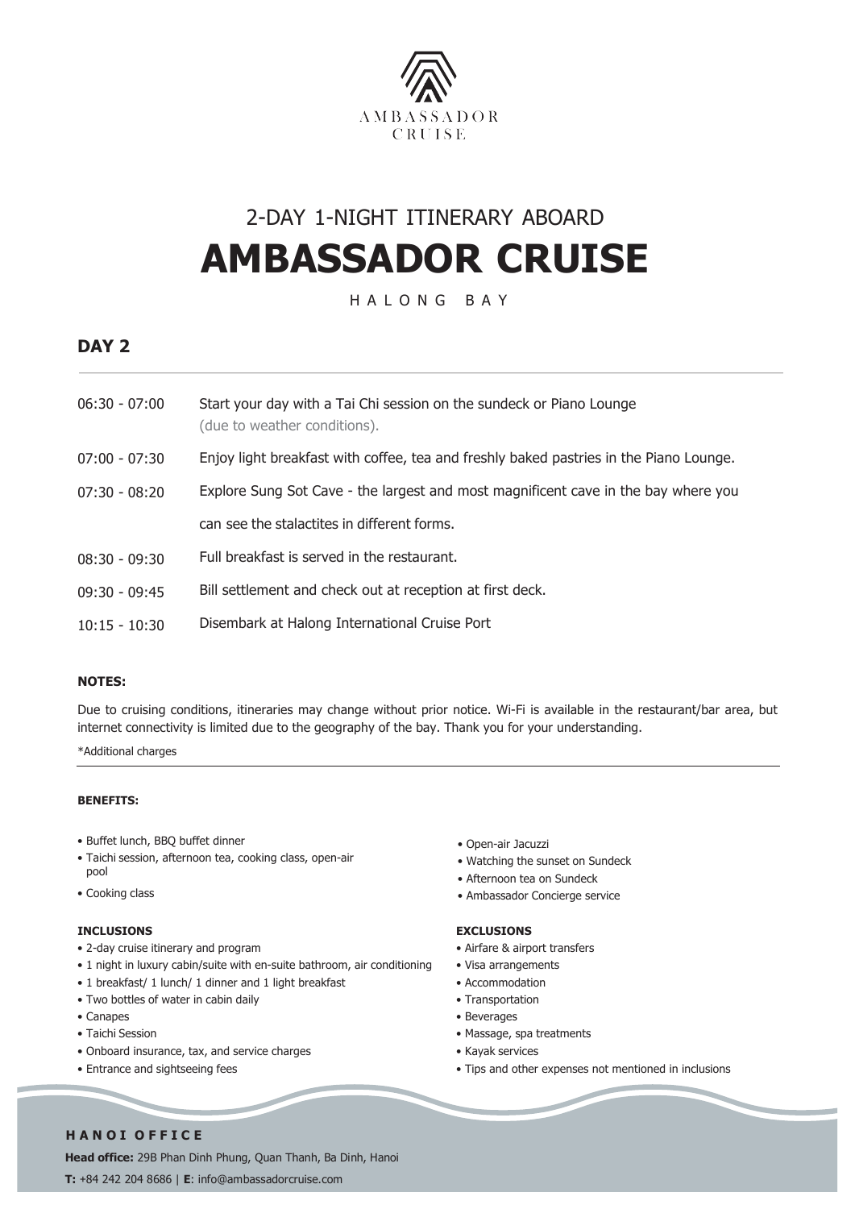AMBASSADOR CRUISE

## 2-DAY 1-NIGHT ITINERARY ABOARD

# AMBASSADOR CRUISE

HALONG BAY

## DAY 2

| | |
|---|---|
| 06:30 - 07:00 | Start your day with a Tai Chi session on the sundeck or Piano Lounge (due to weather conditions). |
| 07:00 - 07:30 | Enjoy light breakfast with coffee, tea and freshly baked pastries in the Piano Lounge. |
| 07:30 - 08:20 | Explore Sung Sot Cave - the largest and most magnificent cave in the bay where you can see the stalactites in different forms. |
| 08:30 - 09:30 | Full breakfast is served in the restaurant. |
| 09:30 - 09:45 | Bill settlement and check out at reception at first deck. |
| 10:15 - 10:30 | Disembark at Halong International Cruise Port |

**NOTES:**

Due to cruising conditions, itineraries may change without prior notice. Wi-Fi is available in the restaurant/bar area, but internet connectivity is limited due to the geography of the bay. Thank you for your understanding.

*Additional charges

**BENEFITS:**

- Buffet lunch, BBQ buffet dinner
- Taichi session, afternoon tea, cooking class, open-air pool
- Cooking class
- Open-air Jacuzzi
- Watching the sunset on Sundeck
- Afternoon tea on Sundeck
- Ambassador Concierge service

**INCLUSIONS**

- 2-day cruise itinerary and program
- 1 night in luxury cabin/suite with en-suite bathroom, air conditioning
- 1 breakfast/ 1 lunch/ 1 dinner and 1 light breakfast
- Two bottles of water in cabin daily
- Canapes
- Taichi Session
- Onboard insurance, tax, and service charges
- Entrance and sightseeing fees

**EXCLUSIONS**

- Airfare & airport transfers
- Visa arrangements
- Accommodation
- Transportation
- Beverages
- Massage, spa treatments
- Kayak services
- Tips and other expenses not mentioned in inclusions

**HANOI OFFICE**

**Head office:** 29B Phan Dinh Phung, Quan Thanh, Ba Dinh, Hanoi

**T:** +84 242 204 8686 | **E**: info@ambassadorcruise.com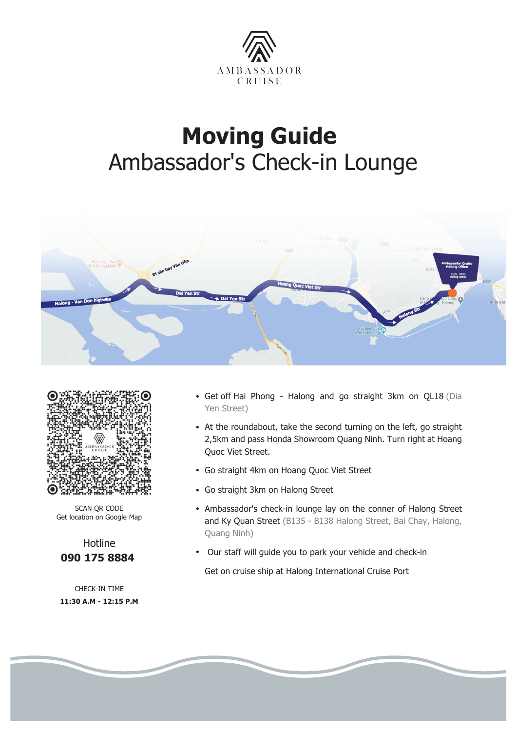AMBASSADOR CRUISE

# Moving Guide

## Ambassador's Check-in Lounge

Halong - Van Don higtway

Đi sân bay Vân Đồn

Dai Yen Str

Dai Yen Str

Hoang Quoc Viet Str

Halong Str

Ambassador Cruise Halong Office

B135 - B138 Halong Street

SCAN QR CODE
Get location on Google Map

Hotline
**090 175 8884**

CHECK-IN TIME
**11:30 A.M - 12:15 P.M**

- Get off Hai Phong - Halong and go straight 3km on QL18 (Dia Yen Street)
- At the roundabout, take the second turning on the left, go straight 2,5km and pass Honda Showroom Quang Ninh. Turn right at Hoang Quoc Viet Street.
- Go straight 4km on Hoang Quoc Viet Street
- Go straight 3km on Halong Street
- Ambassador's check-in lounge lay on the conner of Halong Street and Ky Quan Street (B135 - B138 Halong Street, Bai Chay, Halong, Quang Ninh)
- Our staff will guide you to park your vehicle and check-in

Get on cruise ship at Halong International Cruise Port